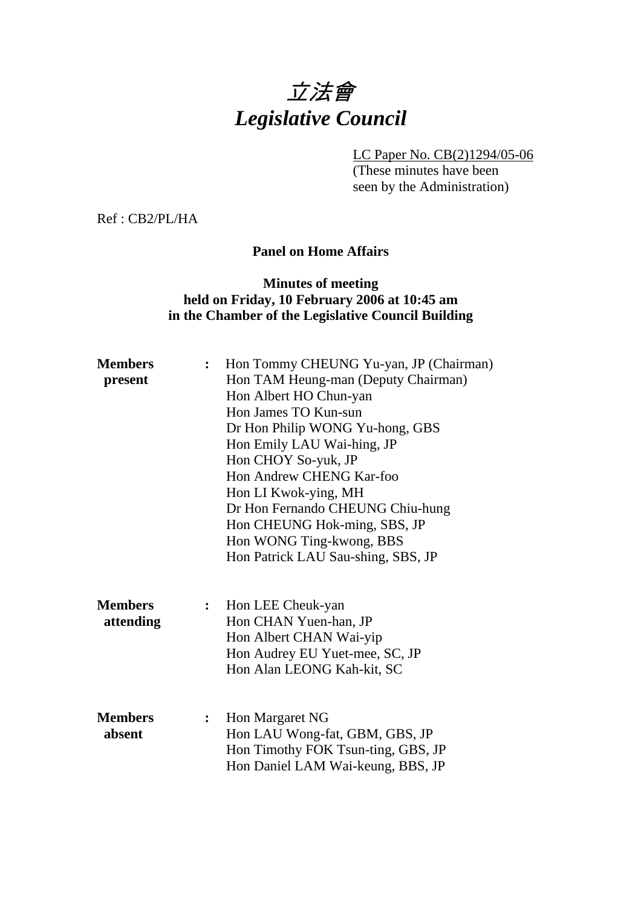# 立法會
# *Legislative Council*

LC Paper No. CB(2)1294/05-06
(These minutes have been seen by the Administration)

Ref : CB2/PL/HA

**Panel on Home Affairs**

**Minutes of meeting held on Friday, 10 February 2006 at 10:45 am in the Chamber of the Legislative Council Building**

**Members present** :
Hon Tommy CHEUNG Yu-yan, JP (Chairman)
Hon TAM Heung-man (Deputy Chairman)
Hon Albert HO Chun-yan
Hon James TO Kun-sun
Dr Hon Philip WONG Yu-hong, GBS
Hon Emily LAU Wai-hing, JP
Hon CHOY So-yuk, JP
Hon Andrew CHENG Kar-foo
Hon LI Kwok-ying, MH
Dr Hon Fernando CHEUNG Chiu-hung
Hon CHEUNG Hok-ming, SBS, JP
Hon WONG Ting-kwong, BBS
Hon Patrick LAU Sau-shing, SBS, JP

**Members attending** :
Hon LEE Cheuk-yan
Hon CHAN Yuen-han, JP
Hon Albert CHAN Wai-yip
Hon Audrey EU Yuet-mee, SC, JP
Hon Alan LEONG Kah-kit, SC

**Members absent** :
Hon Margaret NG
Hon LAU Wong-fat, GBM, GBS, JP
Hon Timothy FOK Tsun-ting, GBS, JP
Hon Daniel LAM Wai-keung, BBS, JP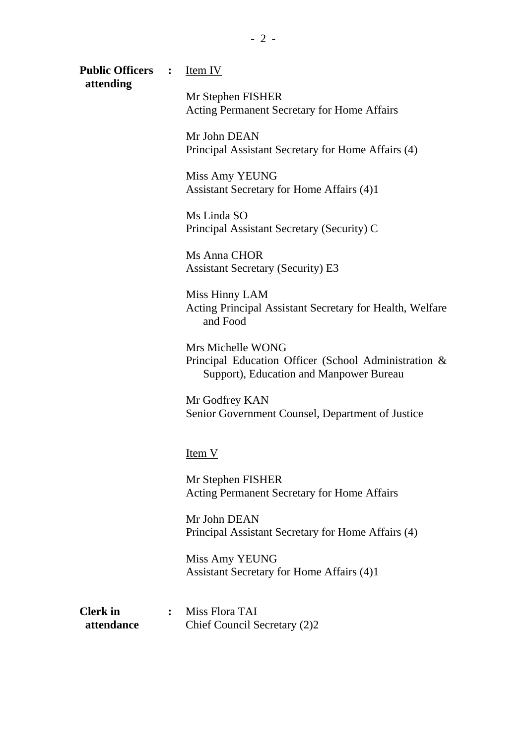**Public Officers attending** : <u>Item IV</u>

Mr Stephen FISHER
Acting Permanent Secretary for Home Affairs

Mr John DEAN
Principal Assistant Secretary for Home Affairs (4)

Miss Amy YEUNG
Assistant Secretary for Home Affairs (4)1

Ms Linda SO
Principal Assistant Secretary (Security) C

Ms Anna CHOR
Assistant Secretary (Security) E3

Miss Hinny LAM
Acting Principal Assistant Secretary for Health, Welfare and Food

Mrs Michelle WONG
Principal Education Officer (School Administration & Support), Education and Manpower Bureau

Mr Godfrey KAN
Senior Government Counsel, Department of Justice

<u>Item V</u>

Mr Stephen FISHER
Acting Permanent Secretary for Home Affairs

Mr John DEAN
Principal Assistant Secretary for Home Affairs (4)

Miss Amy YEUNG
Assistant Secretary for Home Affairs (4)1

**Clerk in attendance** : Miss Flora TAI
Chief Council Secretary (2)2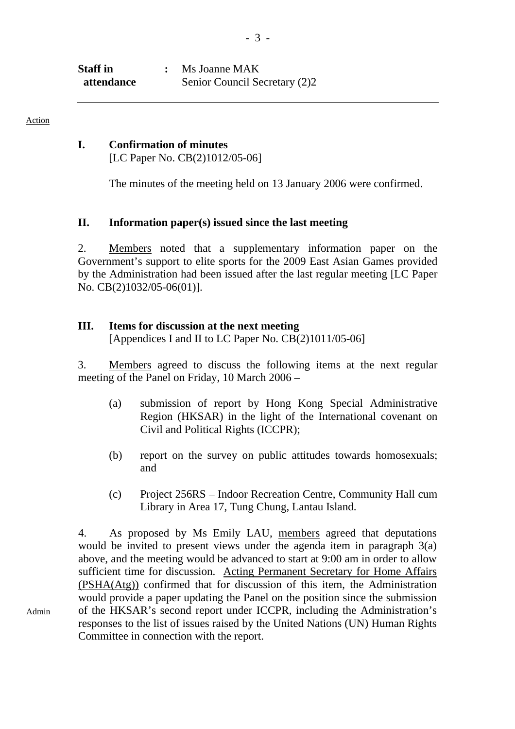**Staff in attendance** : Ms Joanne MAK
Senior Council Secretary (2)2

---

Action

## I. Confirmation of minutes

[LC Paper No. CB(2)1012/05-06]

The minutes of the meeting held on 13 January 2006 were confirmed.

## II. Information paper(s) issued since the last meeting

2. Members noted that a supplementary information paper on the Government's support to elite sports for the 2009 East Asian Games provided by the Administration had been issued after the last regular meeting [LC Paper No. CB(2)1032/05-06(01)].

## III. Items for discussion at the next meeting

[Appendices I and II to LC Paper No. CB(2)1011/05-06]

3. Members agreed to discuss the following items at the next regular meeting of the Panel on Friday, 10 March 2006 –

(a) submission of report by Hong Kong Special Administrative Region (HKSAR) in the light of the International covenant on Civil and Political Rights (ICCPR);

(b) report on the survey on public attitudes towards homosexuals; and

(c) Project 256RS – Indoor Recreation Centre, Community Hall cum Library in Area 17, Tung Chung, Lantau Island.

4. As proposed by Ms Emily LAU, members agreed that deputations would be invited to present views under the agenda item in paragraph 3(a) above, and the meeting would be advanced to start at 9:00 am in order to allow sufficient time for discussion. Acting Permanent Secretary for Home Affairs (PSHA(Atg)) confirmed that for discussion of this item, the Administration would provide a paper updating the Panel on the position since the submission of the HKSAR's second report under ICCPR, including the Administration's responses to the list of issues raised by the United Nations (UN) Human Rights Committee in connection with the report.

Admin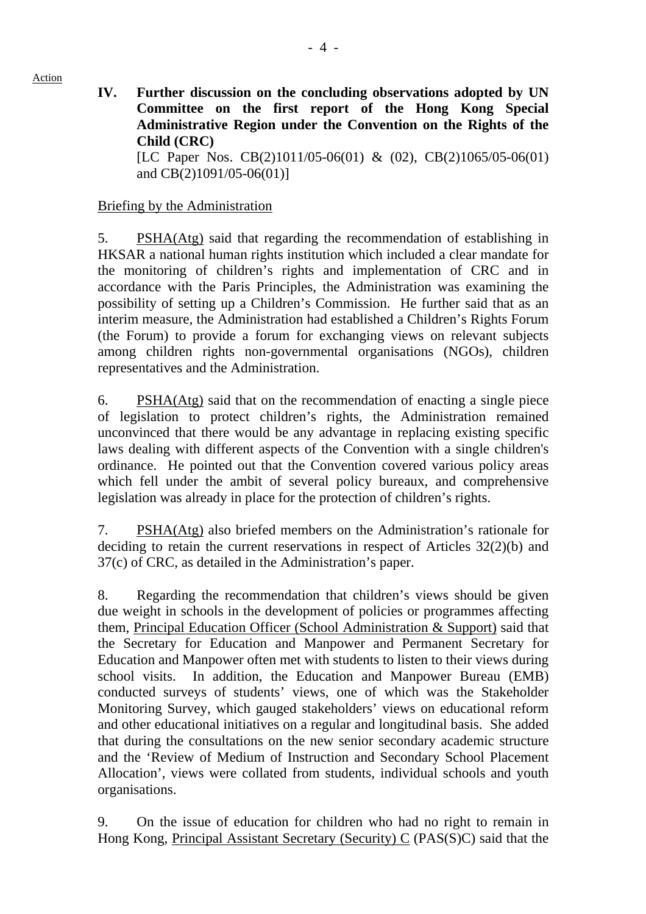Action

**IV. Further discussion on the concluding observations adopted by UN Committee on the first report of the Hong Kong Special Administrative Region under the Convention on the Rights of the Child (CRC)**

[LC Paper Nos. CB(2)1011/05-06(01) & (02), CB(2)1065/05-06(01) and CB(2)1091/05-06(01)]

Briefing by the Administration

5. PSHA(Atg) said that regarding the recommendation of establishing in HKSAR a national human rights institution which included a clear mandate for the monitoring of children's rights and implementation of CRC and in accordance with the Paris Principles, the Administration was examining the possibility of setting up a Children's Commission. He further said that as an interim measure, the Administration had established a Children's Rights Forum (the Forum) to provide a forum for exchanging views on relevant subjects among children rights non-governmental organisations (NGOs), children representatives and the Administration.

6. PSHA(Atg) said that on the recommendation of enacting a single piece of legislation to protect children's rights, the Administration remained unconvinced that there would be any advantage in replacing existing specific laws dealing with different aspects of the Convention with a single children's ordinance. He pointed out that the Convention covered various policy areas which fell under the ambit of several policy bureaux, and comprehensive legislation was already in place for the protection of children's rights.

7. PSHA(Atg) also briefed members on the Administration's rationale for deciding to retain the current reservations in respect of Articles 32(2)(b) and 37(c) of CRC, as detailed in the Administration's paper.

8. Regarding the recommendation that children's views should be given due weight in schools in the development of policies or programmes affecting them, Principal Education Officer (School Administration & Support) said that the Secretary for Education and Manpower and Permanent Secretary for Education and Manpower often met with students to listen to their views during school visits. In addition, the Education and Manpower Bureau (EMB) conducted surveys of students' views, one of which was the Stakeholder Monitoring Survey, which gauged stakeholders' views on educational reform and other educational initiatives on a regular and longitudinal basis. She added that during the consultations on the new senior secondary academic structure and the 'Review of Medium of Instruction and Secondary School Placement Allocation', views were collated from students, individual schools and youth organisations.

9. On the issue of education for children who had no right to remain in Hong Kong, Principal Assistant Secretary (Security) C (PAS(S)C) said that the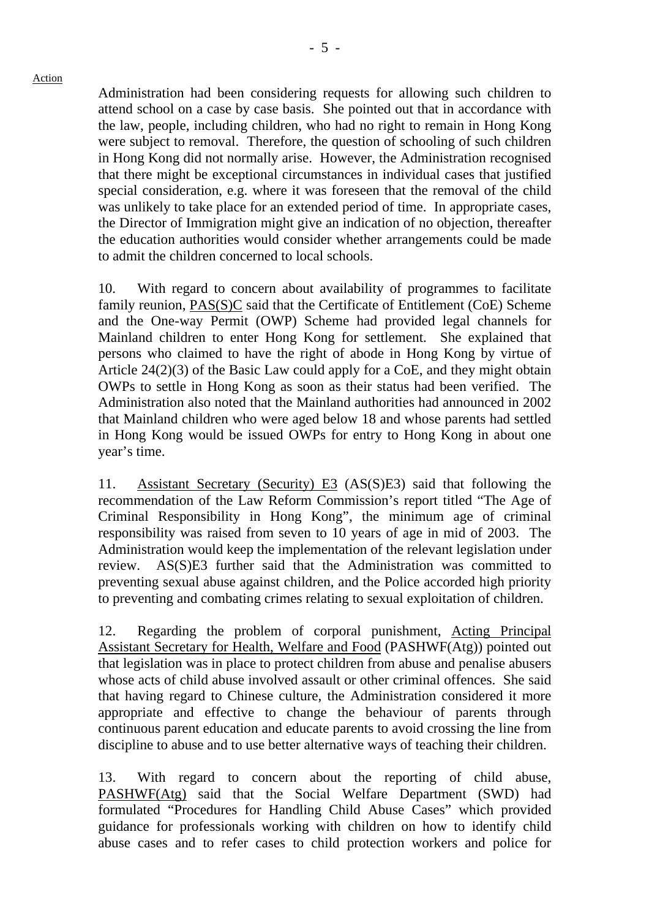Action

Administration had been considering requests for allowing such children to attend school on a case by case basis. She pointed out that in accordance with the law, people, including children, who had no right to remain in Hong Kong were subject to removal. Therefore, the question of schooling of such children in Hong Kong did not normally arise. However, the Administration recognised that there might be exceptional circumstances in individual cases that justified special consideration, e.g. where it was foreseen that the removal of the child was unlikely to take place for an extended period of time. In appropriate cases, the Director of Immigration might give an indication of no objection, thereafter the education authorities would consider whether arrangements could be made to admit the children concerned to local schools.

10. With regard to concern about availability of programmes to facilitate family reunion, PAS(S)C said that the Certificate of Entitlement (CoE) Scheme and the One-way Permit (OWP) Scheme had provided legal channels for Mainland children to enter Hong Kong for settlement. She explained that persons who claimed to have the right of abode in Hong Kong by virtue of Article 24(2)(3) of the Basic Law could apply for a CoE, and they might obtain OWPs to settle in Hong Kong as soon as their status had been verified. The Administration also noted that the Mainland authorities had announced in 2002 that Mainland children who were aged below 18 and whose parents had settled in Hong Kong would be issued OWPs for entry to Hong Kong in about one year's time.

11. Assistant Secretary (Security) E3 (AS(S)E3) said that following the recommendation of the Law Reform Commission's report titled "The Age of Criminal Responsibility in Hong Kong", the minimum age of criminal responsibility was raised from seven to 10 years of age in mid of 2003. The Administration would keep the implementation of the relevant legislation under review. AS(S)E3 further said that the Administration was committed to preventing sexual abuse against children, and the Police accorded high priority to preventing and combating crimes relating to sexual exploitation of children.

12. Regarding the problem of corporal punishment, Acting Principal Assistant Secretary for Health, Welfare and Food (PASHWF(Atg)) pointed out that legislation was in place to protect children from abuse and penalise abusers whose acts of child abuse involved assault or other criminal offences. She said that having regard to Chinese culture, the Administration considered it more appropriate and effective to change the behaviour of parents through continuous parent education and educate parents to avoid crossing the line from discipline to abuse and to use better alternative ways of teaching their children.

13. With regard to concern about the reporting of child abuse, PASHWF(Atg) said that the Social Welfare Department (SWD) had formulated "Procedures for Handling Child Abuse Cases" which provided guidance for professionals working with children on how to identify child abuse cases and to refer cases to child protection workers and police for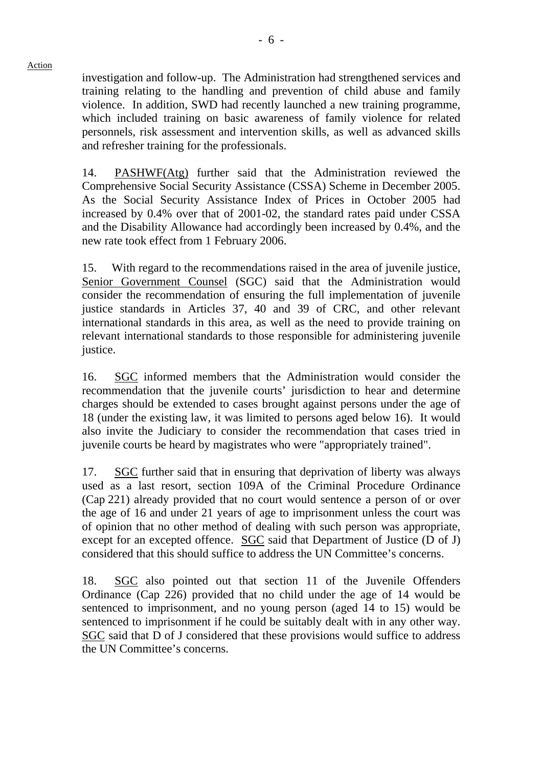Action

investigation and follow-up. The Administration had strengthened services and training relating to the handling and prevention of child abuse and family violence. In addition, SWD had recently launched a new training programme, which included training on basic awareness of family violence for related personnels, risk assessment and intervention skills, as well as advanced skills and refresher training for the professionals.

14. PASHWF(Atg) further said that the Administration reviewed the Comprehensive Social Security Assistance (CSSA) Scheme in December 2005. As the Social Security Assistance Index of Prices in October 2005 had increased by 0.4% over that of 2001-02, the standard rates paid under CSSA and the Disability Allowance had accordingly been increased by 0.4%, and the new rate took effect from 1 February 2006.

15. With regard to the recommendations raised in the area of juvenile justice, Senior Government Counsel (SGC) said that the Administration would consider the recommendation of ensuring the full implementation of juvenile justice standards in Articles 37, 40 and 39 of CRC, and other relevant international standards in this area, as well as the need to provide training on relevant international standards to those responsible for administering juvenile justice.

16. SGC informed members that the Administration would consider the recommendation that the juvenile courts' jurisdiction to hear and determine charges should be extended to cases brought against persons under the age of 18 (under the existing law, it was limited to persons aged below 16). It would also invite the Judiciary to consider the recommendation that cases tried in juvenile courts be heard by magistrates who were "appropriately trained".

17. SGC further said that in ensuring that deprivation of liberty was always used as a last resort, section 109A of the Criminal Procedure Ordinance (Cap 221) already provided that no court would sentence a person of or over the age of 16 and under 21 years of age to imprisonment unless the court was of opinion that no other method of dealing with such person was appropriate, except for an excepted offence. SGC said that Department of Justice (D of J) considered that this should suffice to address the UN Committee's concerns.

18. SGC also pointed out that section 11 of the Juvenile Offenders Ordinance (Cap 226) provided that no child under the age of 14 would be sentenced to imprisonment, and no young person (aged 14 to 15) would be sentenced to imprisonment if he could be suitably dealt with in any other way. SGC said that D of J considered that these provisions would suffice to address the UN Committee's concerns.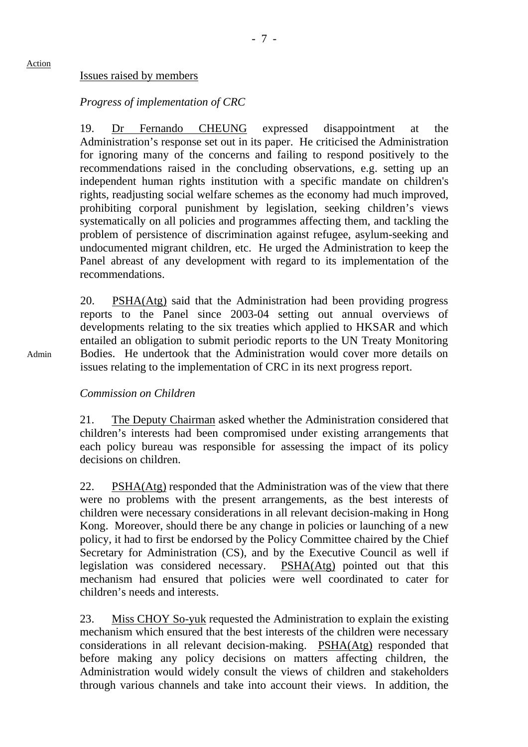Action

Issues raised by members

*Progress of implementation of CRC*

19. Dr Fernando CHEUNG expressed disappointment at the Administration's response set out in its paper. He criticised the Administration for ignoring many of the concerns and failing to respond positively to the recommendations raised in the concluding observations, e.g. setting up an independent human rights institution with a specific mandate on children's rights, readjusting social welfare schemes as the economy had much improved, prohibiting corporal punishment by legislation, seeking children's views systematically on all policies and programmes affecting them, and tackling the problem of persistence of discrimination against refugee, asylum-seeking and undocumented migrant children, etc. He urged the Administration to keep the Panel abreast of any development with regard to its implementation of the recommendations.

20. PSHA(Atg) said that the Administration had been providing progress reports to the Panel since 2003-04 setting out annual overviews of developments relating to the six treaties which applied to HKSAR and which entailed an obligation to submit periodic reports to the UN Treaty Monitoring Bodies. He undertook that the Administration would cover more details on issues relating to the implementation of CRC in its next progress report.

Admin

*Commission on Children*

21. The Deputy Chairman asked whether the Administration considered that children's interests had been compromised under existing arrangements that each policy bureau was responsible for assessing the impact of its policy decisions on children.

22. PSHA(Atg) responded that the Administration was of the view that there were no problems with the present arrangements, as the best interests of children were necessary considerations in all relevant decision-making in Hong Kong. Moreover, should there be any change in policies or launching of a new policy, it had to first be endorsed by the Policy Committee chaired by the Chief Secretary for Administration (CS), and by the Executive Council as well if legislation was considered necessary. PSHA(Atg) pointed out that this mechanism had ensured that policies were well coordinated to cater for children's needs and interests.

23. Miss CHOY So-yuk requested the Administration to explain the existing mechanism which ensured that the best interests of the children were necessary considerations in all relevant decision-making. PSHA(Atg) responded that before making any policy decisions on matters affecting children, the Administration would widely consult the views of children and stakeholders through various channels and take into account their views. In addition, the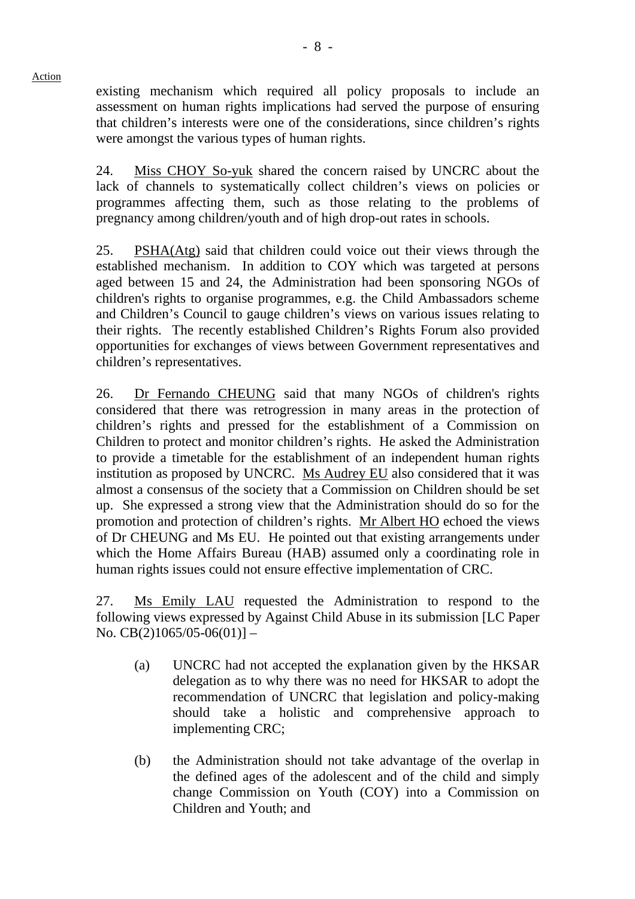existing mechanism which required all policy proposals to include an assessment on human rights implications had served the purpose of ensuring that children's interests were one of the considerations, since children's rights were amongst the various types of human rights.

24. Miss CHOY So-yuk shared the concern raised by UNCRC about the lack of channels to systematically collect children's views on policies or programmes affecting them, such as those relating to the problems of pregnancy among children/youth and of high drop-out rates in schools.

25. PSHA(Atg) said that children could voice out their views through the established mechanism. In addition to COY which was targeted at persons aged between 15 and 24, the Administration had been sponsoring NGOs of children's rights to organise programmes, e.g. the Child Ambassadors scheme and Children's Council to gauge children's views on various issues relating to their rights. The recently established Children's Rights Forum also provided opportunities for exchanges of views between Government representatives and children's representatives.

26. Dr Fernando CHEUNG said that many NGOs of children's rights considered that there was retrogression in many areas in the protection of children's rights and pressed for the establishment of a Commission on Children to protect and monitor children's rights. He asked the Administration to provide a timetable for the establishment of an independent human rights institution as proposed by UNCRC. Ms Audrey EU also considered that it was almost a consensus of the society that a Commission on Children should be set up. She expressed a strong view that the Administration should do so for the promotion and protection of children's rights. Mr Albert HO echoed the views of Dr CHEUNG and Ms EU. He pointed out that existing arrangements under which the Home Affairs Bureau (HAB) assumed only a coordinating role in human rights issues could not ensure effective implementation of CRC.

27. Ms Emily LAU requested the Administration to respond to the following views expressed by Against Child Abuse in its submission [LC Paper No. CB(2)1065/05-06(01)] –

(a) UNCRC had not accepted the explanation given by the HKSAR delegation as to why there was no need for HKSAR to adopt the recommendation of UNCRC that legislation and policy-making should take a holistic and comprehensive approach to implementing CRC;

(b) the Administration should not take advantage of the overlap in the defined ages of the adolescent and of the child and simply change Commission on Youth (COY) into a Commission on Children and Youth; and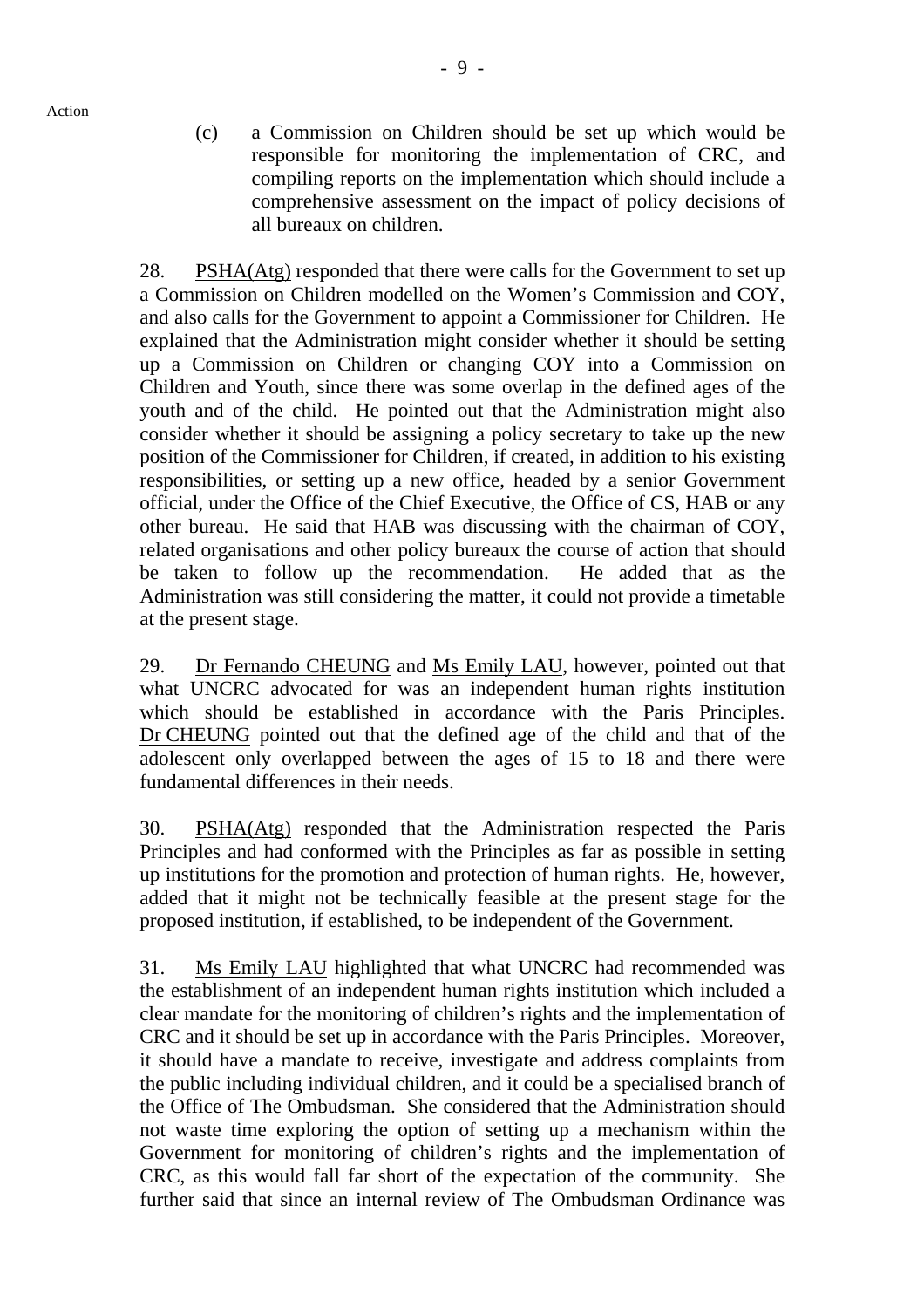Action

(c) a Commission on Children should be set up which would be responsible for monitoring the implementation of CRC, and compiling reports on the implementation which should include a comprehensive assessment on the impact of policy decisions of all bureaux on children.

28. PSHA(Atg) responded that there were calls for the Government to set up a Commission on Children modelled on the Women's Commission and COY, and also calls for the Government to appoint a Commissioner for Children. He explained that the Administration might consider whether it should be setting up a Commission on Children or changing COY into a Commission on Children and Youth, since there was some overlap in the defined ages of the youth and of the child. He pointed out that the Administration might also consider whether it should be assigning a policy secretary to take up the new position of the Commissioner for Children, if created, in addition to his existing responsibilities, or setting up a new office, headed by a senior Government official, under the Office of the Chief Executive, the Office of CS, HAB or any other bureau. He said that HAB was discussing with the chairman of COY, related organisations and other policy bureaux the course of action that should be taken to follow up the recommendation. He added that as the Administration was still considering the matter, it could not provide a timetable at the present stage.

29. Dr Fernando CHEUNG and Ms Emily LAU, however, pointed out that what UNCRC advocated for was an independent human rights institution which should be established in accordance with the Paris Principles. Dr CHEUNG pointed out that the defined age of the child and that of the adolescent only overlapped between the ages of 15 to 18 and there were fundamental differences in their needs.

30. PSHA(Atg) responded that the Administration respected the Paris Principles and had conformed with the Principles as far as possible in setting up institutions for the promotion and protection of human rights. He, however, added that it might not be technically feasible at the present stage for the proposed institution, if established, to be independent of the Government.

31. Ms Emily LAU highlighted that what UNCRC had recommended was the establishment of an independent human rights institution which included a clear mandate for the monitoring of children's rights and the implementation of CRC and it should be set up in accordance with the Paris Principles. Moreover, it should have a mandate to receive, investigate and address complaints from the public including individual children, and it could be a specialised branch of the Office of The Ombudsman. She considered that the Administration should not waste time exploring the option of setting up a mechanism within the Government for monitoring of children's rights and the implementation of CRC, as this would fall far short of the expectation of the community. She further said that since an internal review of The Ombudsman Ordinance was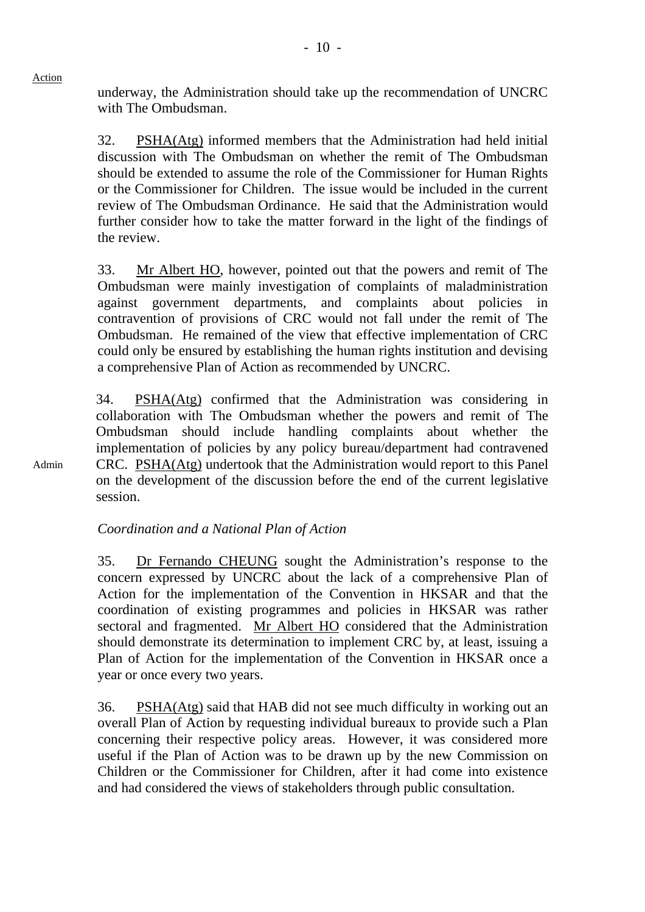Action

underway, the Administration should take up the recommendation of UNCRC with The Ombudsman.

32. PSHA(Atg) informed members that the Administration had held initial discussion with The Ombudsman on whether the remit of The Ombudsman should be extended to assume the role of the Commissioner for Human Rights or the Commissioner for Children. The issue would be included in the current review of The Ombudsman Ordinance. He said that the Administration would further consider how to take the matter forward in the light of the findings of the review.

33. Mr Albert HO, however, pointed out that the powers and remit of The Ombudsman were mainly investigation of complaints of maladministration against government departments, and complaints about policies in contravention of provisions of CRC would not fall under the remit of The Ombudsman. He remained of the view that effective implementation of CRC could only be ensured by establishing the human rights institution and devising a comprehensive Plan of Action as recommended by UNCRC.

34. PSHA(Atg) confirmed that the Administration was considering in collaboration with The Ombudsman whether the powers and remit of The Ombudsman should include handling complaints about whether the implementation of policies by any policy bureau/department had contravened CRC. PSHA(Atg) undertook that the Administration would report to this Panel on the development of the discussion before the end of the current legislative session.

Admin

*Coordination and a National Plan of Action*

35. Dr Fernando CHEUNG sought the Administration's response to the concern expressed by UNCRC about the lack of a comprehensive Plan of Action for the implementation of the Convention in HKSAR and that the coordination of existing programmes and policies in HKSAR was rather sectoral and fragmented. Mr Albert HO considered that the Administration should demonstrate its determination to implement CRC by, at least, issuing a Plan of Action for the implementation of the Convention in HKSAR once a year or once every two years.

36. PSHA(Atg) said that HAB did not see much difficulty in working out an overall Plan of Action by requesting individual bureaux to provide such a Plan concerning their respective policy areas. However, it was considered more useful if the Plan of Action was to be drawn up by the new Commission on Children or the Commissioner for Children, after it had come into existence and had considered the views of stakeholders through public consultation.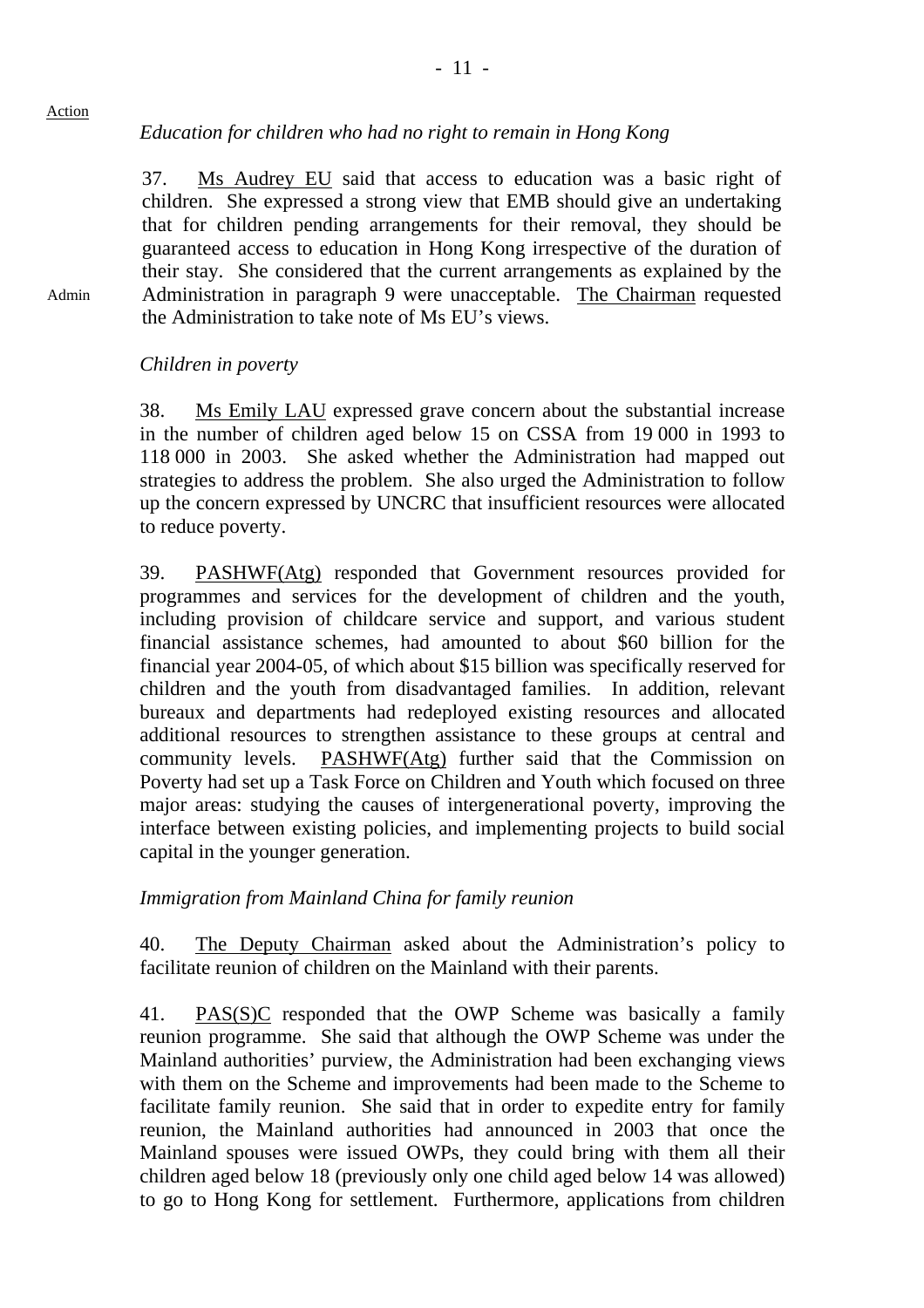Action

*Education for children who had no right to remain in Hong Kong*

37. Ms Audrey EU said that access to education was a basic right of children. She expressed a strong view that EMB should give an undertaking that for children pending arrangements for their removal, they should be guaranteed access to education in Hong Kong irrespective of the duration of their stay. She considered that the current arrangements as explained by the Administration in paragraph 9 were unacceptable. The Chairman requested the Administration to take note of Ms EU's views.

Admin

*Children in poverty*

38. Ms Emily LAU expressed grave concern about the substantial increase in the number of children aged below 15 on CSSA from 19 000 in 1993 to 118 000 in 2003. She asked whether the Administration had mapped out strategies to address the problem. She also urged the Administration to follow up the concern expressed by UNCRC that insufficient resources were allocated to reduce poverty.

39. PASHWF(Atg) responded that Government resources provided for programmes and services for the development of children and the youth, including provision of childcare service and support, and various student financial assistance schemes, had amounted to about $60 billion for the financial year 2004-05, of which about $15 billion was specifically reserved for children and the youth from disadvantaged families. In addition, relevant bureaux and departments had redeployed existing resources and allocated additional resources to strengthen assistance to these groups at central and community levels. PASHWF(Atg) further said that the Commission on Poverty had set up a Task Force on Children and Youth which focused on three major areas: studying the causes of intergenerational poverty, improving the interface between existing policies, and implementing projects to build social capital in the younger generation.

*Immigration from Mainland China for family reunion*

40. The Deputy Chairman asked about the Administration's policy to facilitate reunion of children on the Mainland with their parents.

41. PAS(S)C responded that the OWP Scheme was basically a family reunion programme. She said that although the OWP Scheme was under the Mainland authorities' purview, the Administration had been exchanging views with them on the Scheme and improvements had been made to the Scheme to facilitate family reunion. She said that in order to expedite entry for family reunion, the Mainland authorities had announced in 2003 that once the Mainland spouses were issued OWPs, they could bring with them all their children aged below 18 (previously only one child aged below 14 was allowed) to go to Hong Kong for settlement. Furthermore, applications from children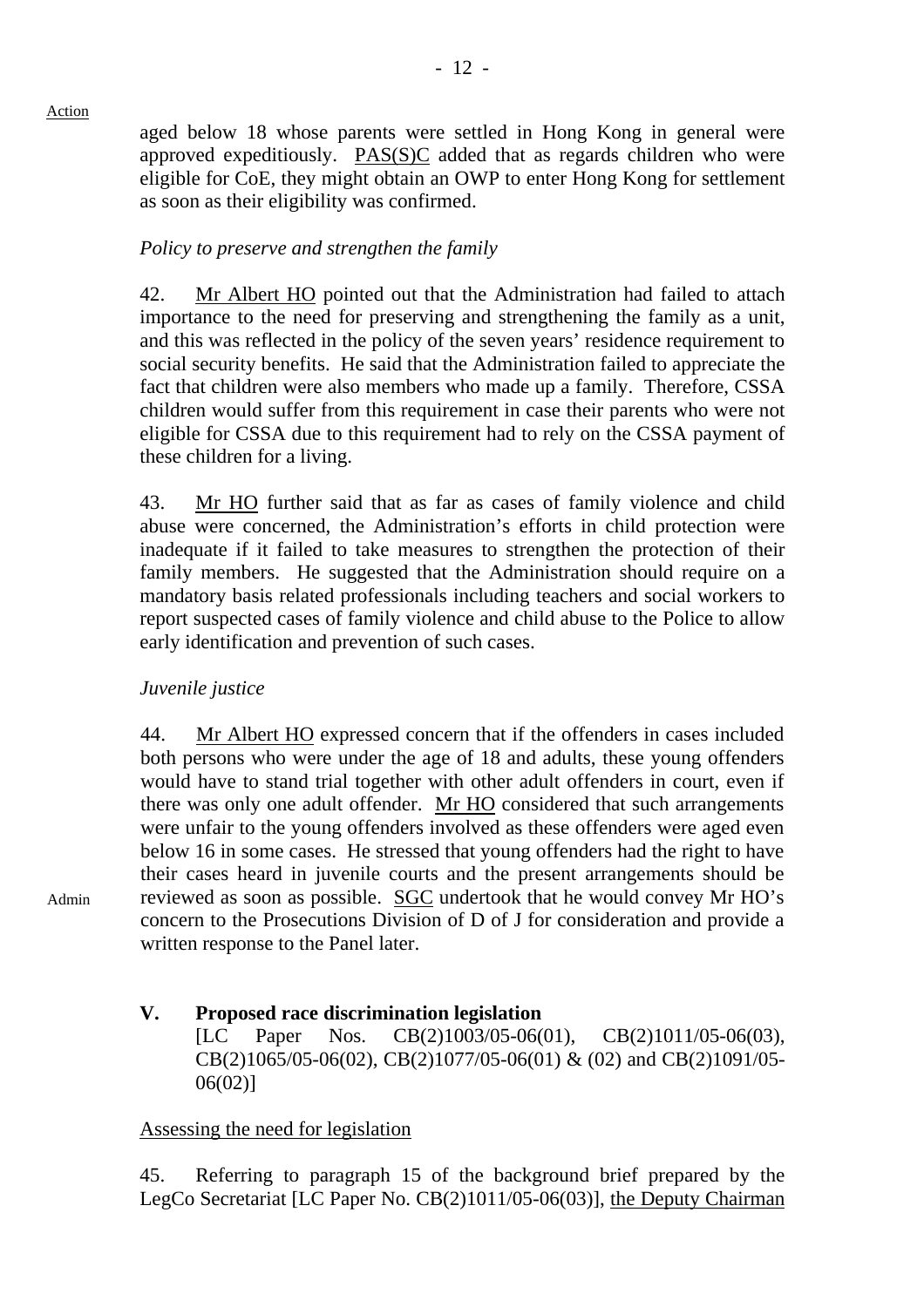aged below 18 whose parents were settled in Hong Kong in general were approved expeditiously. PAS(S)C added that as regards children who were eligible for CoE, they might obtain an OWP to enter Hong Kong for settlement as soon as their eligibility was confirmed.

*Policy to preserve and strengthen the family*

42. Mr Albert HO pointed out that the Administration had failed to attach importance to the need for preserving and strengthening the family as a unit, and this was reflected in the policy of the seven years' residence requirement to social security benefits. He said that the Administration failed to appreciate the fact that children were also members who made up a family. Therefore, CSSA children would suffer from this requirement in case their parents who were not eligible for CSSA due to this requirement had to rely on the CSSA payment of these children for a living.

43. Mr HO further said that as far as cases of family violence and child abuse were concerned, the Administration's efforts in child protection were inadequate if it failed to take measures to strengthen the protection of their family members. He suggested that the Administration should require on a mandatory basis related professionals including teachers and social workers to report suspected cases of family violence and child abuse to the Police to allow early identification and prevention of such cases.

*Juvenile justice*

44. Mr Albert HO expressed concern that if the offenders in cases included both persons who were under the age of 18 and adults, these young offenders would have to stand trial together with other adult offenders in court, even if there was only one adult offender. Mr HO considered that such arrangements were unfair to the young offenders involved as these offenders were aged even below 16 in some cases. He stressed that young offenders had the right to have their cases heard in juvenile courts and the present arrangements should be reviewed as soon as possible. SGC undertook that he would convey Mr HO's concern to the Prosecutions Division of D of J for consideration and provide a written response to the Panel later.

Admin

## V. Proposed race discrimination legislation

[LC Paper Nos. CB(2)1003/05-06(01), CB(2)1011/05-06(03), CB(2)1065/05-06(02), CB(2)1077/05-06(01) & (02) and CB(2)1091/05-06(02)]

Assessing the need for legislation

45. Referring to paragraph 15 of the background brief prepared by the LegCo Secretariat [LC Paper No. CB(2)1011/05-06(03)], the Deputy Chairman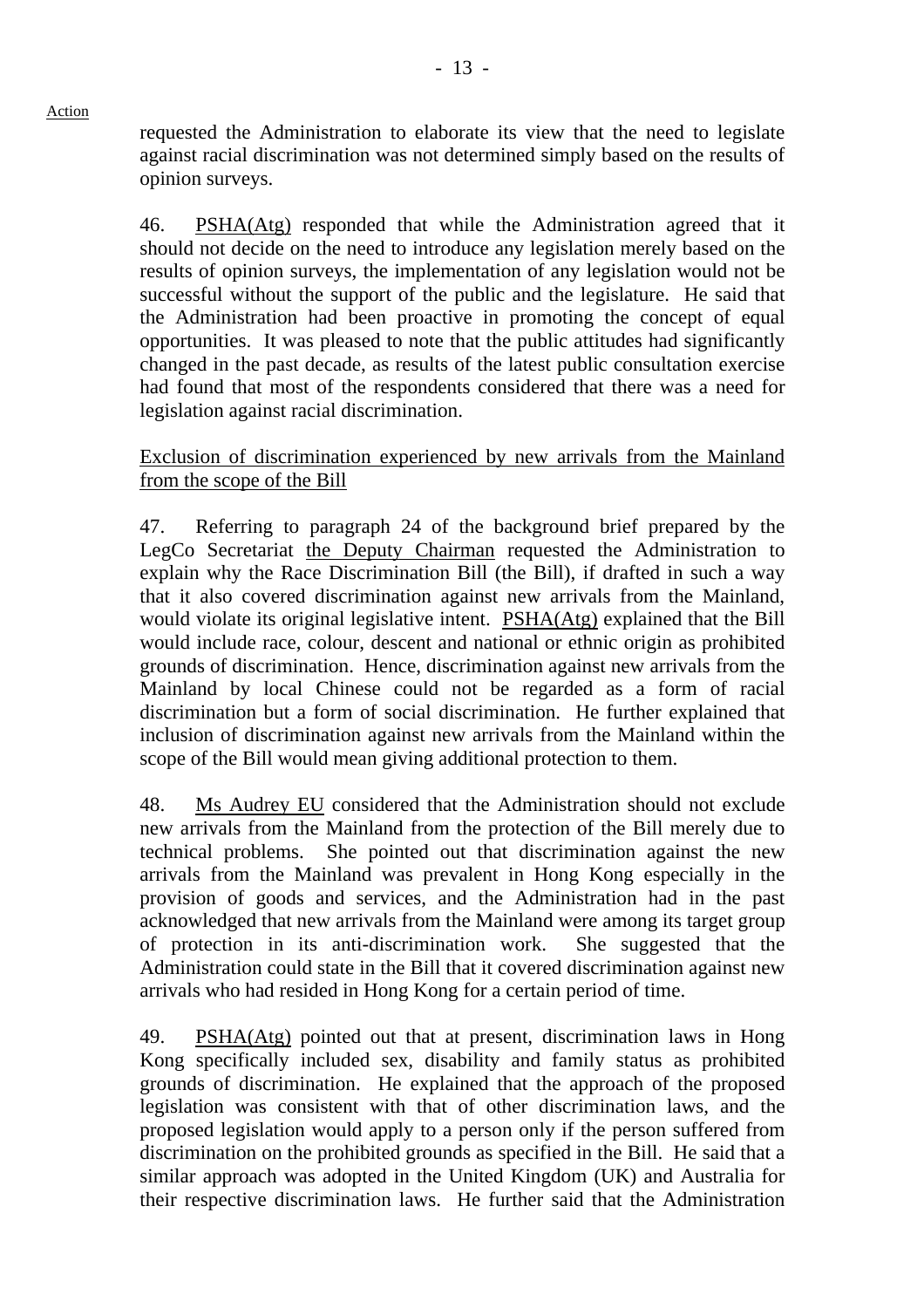Action

requested the Administration to elaborate its view that the need to legislate against racial discrimination was not determined simply based on the results of opinion surveys.

46. PSHA(Atg) responded that while the Administration agreed that it should not decide on the need to introduce any legislation merely based on the results of opinion surveys, the implementation of any legislation would not be successful without the support of the public and the legislature. He said that the Administration had been proactive in promoting the concept of equal opportunities. It was pleased to note that the public attitudes had significantly changed in the past decade, as results of the latest public consultation exercise had found that most of the respondents considered that there was a need for legislation against racial discrimination.

Exclusion of discrimination experienced by new arrivals from the Mainland from the scope of the Bill

47. Referring to paragraph 24 of the background brief prepared by the LegCo Secretariat the Deputy Chairman requested the Administration to explain why the Race Discrimination Bill (the Bill), if drafted in such a way that it also covered discrimination against new arrivals from the Mainland, would violate its original legislative intent. PSHA(Atg) explained that the Bill would include race, colour, descent and national or ethnic origin as prohibited grounds of discrimination. Hence, discrimination against new arrivals from the Mainland by local Chinese could not be regarded as a form of racial discrimination but a form of social discrimination. He further explained that inclusion of discrimination against new arrivals from the Mainland within the scope of the Bill would mean giving additional protection to them.

48. Ms Audrey EU considered that the Administration should not exclude new arrivals from the Mainland from the protection of the Bill merely due to technical problems. She pointed out that discrimination against the new arrivals from the Mainland was prevalent in Hong Kong especially in the provision of goods and services, and the Administration had in the past acknowledged that new arrivals from the Mainland were among its target group of protection in its anti-discrimination work. She suggested that the Administration could state in the Bill that it covered discrimination against new arrivals who had resided in Hong Kong for a certain period of time.

49. PSHA(Atg) pointed out that at present, discrimination laws in Hong Kong specifically included sex, disability and family status as prohibited grounds of discrimination. He explained that the approach of the proposed legislation was consistent with that of other discrimination laws, and the proposed legislation would apply to a person only if the person suffered from discrimination on the prohibited grounds as specified in the Bill. He said that a similar approach was adopted in the United Kingdom (UK) and Australia for their respective discrimination laws. He further said that the Administration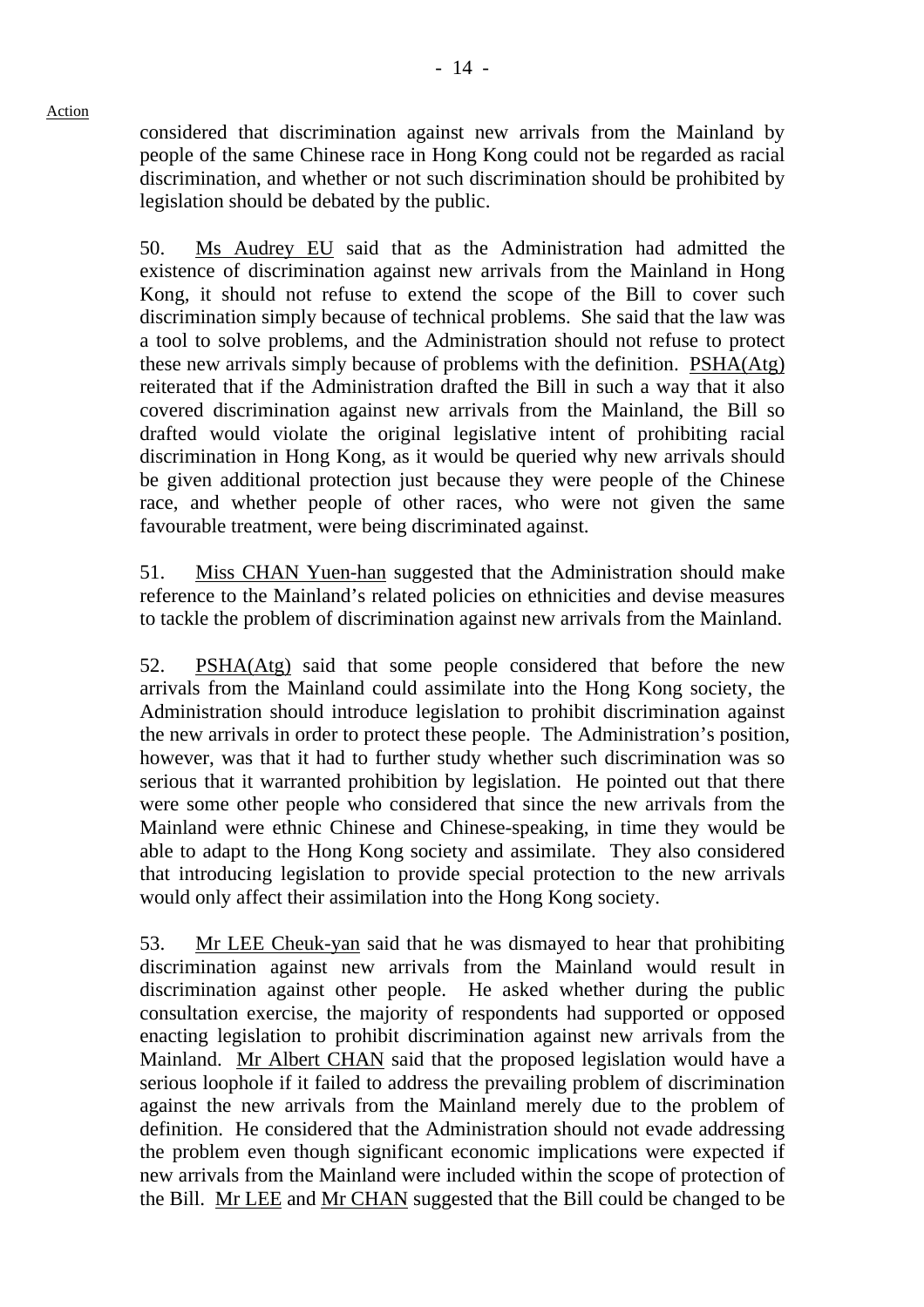Action

considered that discrimination against new arrivals from the Mainland by people of the same Chinese race in Hong Kong could not be regarded as racial discrimination, and whether or not such discrimination should be prohibited by legislation should be debated by the public.

50. Ms Audrey EU said that as the Administration had admitted the existence of discrimination against new arrivals from the Mainland in Hong Kong, it should not refuse to extend the scope of the Bill to cover such discrimination simply because of technical problems. She said that the law was a tool to solve problems, and the Administration should not refuse to protect these new arrivals simply because of problems with the definition. PSHA(Atg) reiterated that if the Administration drafted the Bill in such a way that it also covered discrimination against new arrivals from the Mainland, the Bill so drafted would violate the original legislative intent of prohibiting racial discrimination in Hong Kong, as it would be queried why new arrivals should be given additional protection just because they were people of the Chinese race, and whether people of other races, who were not given the same favourable treatment, were being discriminated against.

51. Miss CHAN Yuen-han suggested that the Administration should make reference to the Mainland's related policies on ethnicities and devise measures to tackle the problem of discrimination against new arrivals from the Mainland.

52. PSHA(Atg) said that some people considered that before the new arrivals from the Mainland could assimilate into the Hong Kong society, the Administration should introduce legislation to prohibit discrimination against the new arrivals in order to protect these people. The Administration's position, however, was that it had to further study whether such discrimination was so serious that it warranted prohibition by legislation. He pointed out that there were some other people who considered that since the new arrivals from the Mainland were ethnic Chinese and Chinese-speaking, in time they would be able to adapt to the Hong Kong society and assimilate. They also considered that introducing legislation to provide special protection to the new arrivals would only affect their assimilation into the Hong Kong society.

53. Mr LEE Cheuk-yan said that he was dismayed to hear that prohibiting discrimination against new arrivals from the Mainland would result in discrimination against other people. He asked whether during the public consultation exercise, the majority of respondents had supported or opposed enacting legislation to prohibit discrimination against new arrivals from the Mainland. Mr Albert CHAN said that the proposed legislation would have a serious loophole if it failed to address the prevailing problem of discrimination against the new arrivals from the Mainland merely due to the problem of definition. He considered that the Administration should not evade addressing the problem even though significant economic implications were expected if new arrivals from the Mainland were included within the scope of protection of the Bill. Mr LEE and Mr CHAN suggested that the Bill could be changed to be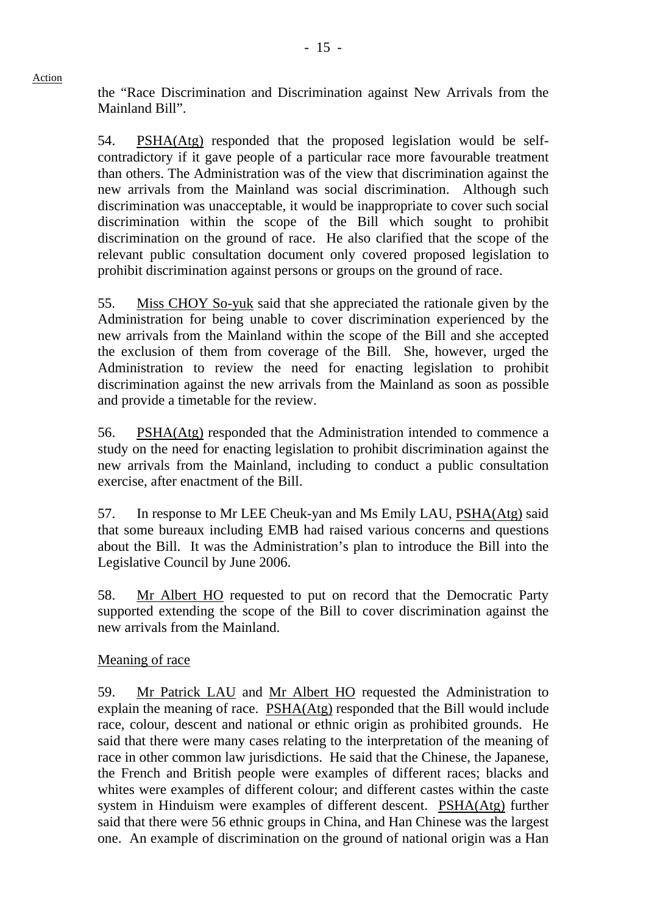the "Race Discrimination and Discrimination against New Arrivals from the Mainland Bill".

54. PSHA(Atg) responded that the proposed legislation would be self-contradictory if it gave people of a particular race more favourable treatment than others. The Administration was of the view that discrimination against the new arrivals from the Mainland was social discrimination. Although such discrimination was unacceptable, it would be inappropriate to cover such social discrimination within the scope of the Bill which sought to prohibit discrimination on the ground of race. He also clarified that the scope of the relevant public consultation document only covered proposed legislation to prohibit discrimination against persons or groups on the ground of race.

55. Miss CHOY So-yuk said that she appreciated the rationale given by the Administration for being unable to cover discrimination experienced by the new arrivals from the Mainland within the scope of the Bill and she accepted the exclusion of them from coverage of the Bill. She, however, urged the Administration to review the need for enacting legislation to prohibit discrimination against the new arrivals from the Mainland as soon as possible and provide a timetable for the review.

56. PSHA(Atg) responded that the Administration intended to commence a study on the need for enacting legislation to prohibit discrimination against the new arrivals from the Mainland, including to conduct a public consultation exercise, after enactment of the Bill.

57. In response to Mr LEE Cheuk-yan and Ms Emily LAU, PSHA(Atg) said that some bureaux including EMB had raised various concerns and questions about the Bill. It was the Administration's plan to introduce the Bill into the Legislative Council by June 2006.

58. Mr Albert HO requested to put on record that the Democratic Party supported extending the scope of the Bill to cover discrimination against the new arrivals from the Mainland.

Meaning of race

59. Mr Patrick LAU and Mr Albert HO requested the Administration to explain the meaning of race. PSHA(Atg) responded that the Bill would include race, colour, descent and national or ethnic origin as prohibited grounds. He said that there were many cases relating to the interpretation of the meaning of race in other common law jurisdictions. He said that the Chinese, the Japanese, the French and British people were examples of different races; blacks and whites were examples of different colour; and different castes within the caste system in Hinduism were examples of different descent. PSHA(Atg) further said that there were 56 ethnic groups in China, and Han Chinese was the largest one. An example of discrimination on the ground of national origin was a Han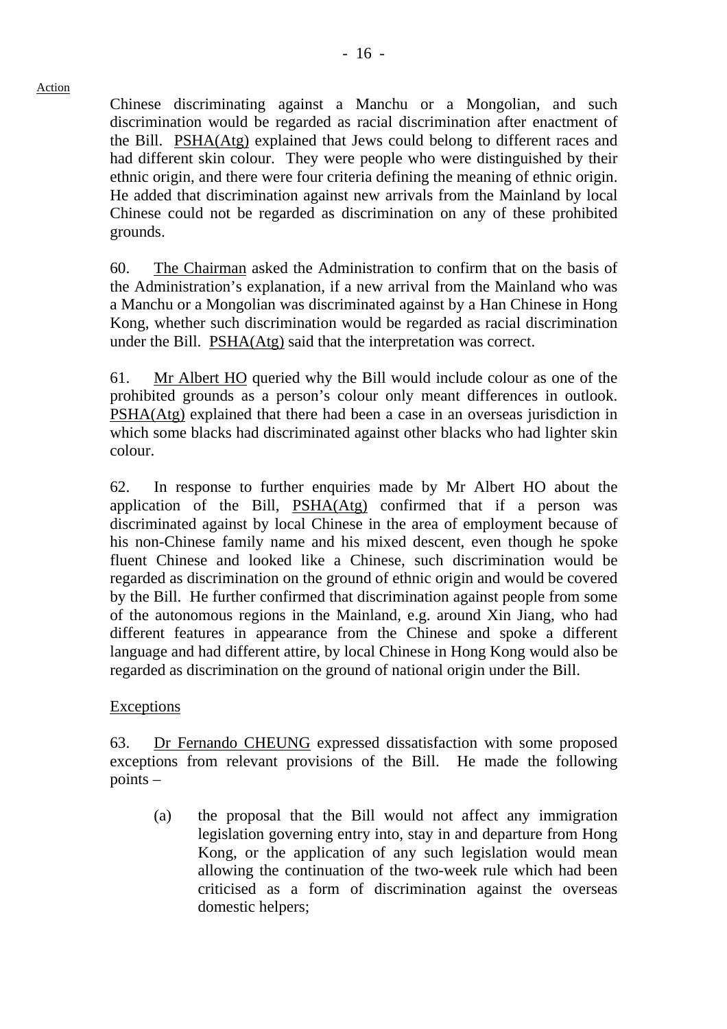Chinese discriminating against a Manchu or a Mongolian, and such discrimination would be regarded as racial discrimination after enactment of the Bill. PSHA(Atg) explained that Jews could belong to different races and had different skin colour. They were people who were distinguished by their ethnic origin, and there were four criteria defining the meaning of ethnic origin. He added that discrimination against new arrivals from the Mainland by local Chinese could not be regarded as discrimination on any of these prohibited grounds.

60. The Chairman asked the Administration to confirm that on the basis of the Administration's explanation, if a new arrival from the Mainland who was a Manchu or a Mongolian was discriminated against by a Han Chinese in Hong Kong, whether such discrimination would be regarded as racial discrimination under the Bill. PSHA(Atg) said that the interpretation was correct.

61. Mr Albert HO queried why the Bill would include colour as one of the prohibited grounds as a person's colour only meant differences in outlook. PSHA(Atg) explained that there had been a case in an overseas jurisdiction in which some blacks had discriminated against other blacks who had lighter skin colour.

62. In response to further enquiries made by Mr Albert HO about the application of the Bill, PSHA(Atg) confirmed that if a person was discriminated against by local Chinese in the area of employment because of his non-Chinese family name and his mixed descent, even though he spoke fluent Chinese and looked like a Chinese, such discrimination would be regarded as discrimination on the ground of ethnic origin and would be covered by the Bill. He further confirmed that discrimination against people from some of the autonomous regions in the Mainland, e.g. around Xin Jiang, who had different features in appearance from the Chinese and spoke a different language and had different attire, by local Chinese in Hong Kong would also be regarded as discrimination on the ground of national origin under the Bill.

Exceptions

63. Dr Fernando CHEUNG expressed dissatisfaction with some proposed exceptions from relevant provisions of the Bill. He made the following points –

(a) the proposal that the Bill would not affect any immigration legislation governing entry into, stay in and departure from Hong Kong, or the application of any such legislation would mean allowing the continuation of the two-week rule which had been criticised as a form of discrimination against the overseas domestic helpers;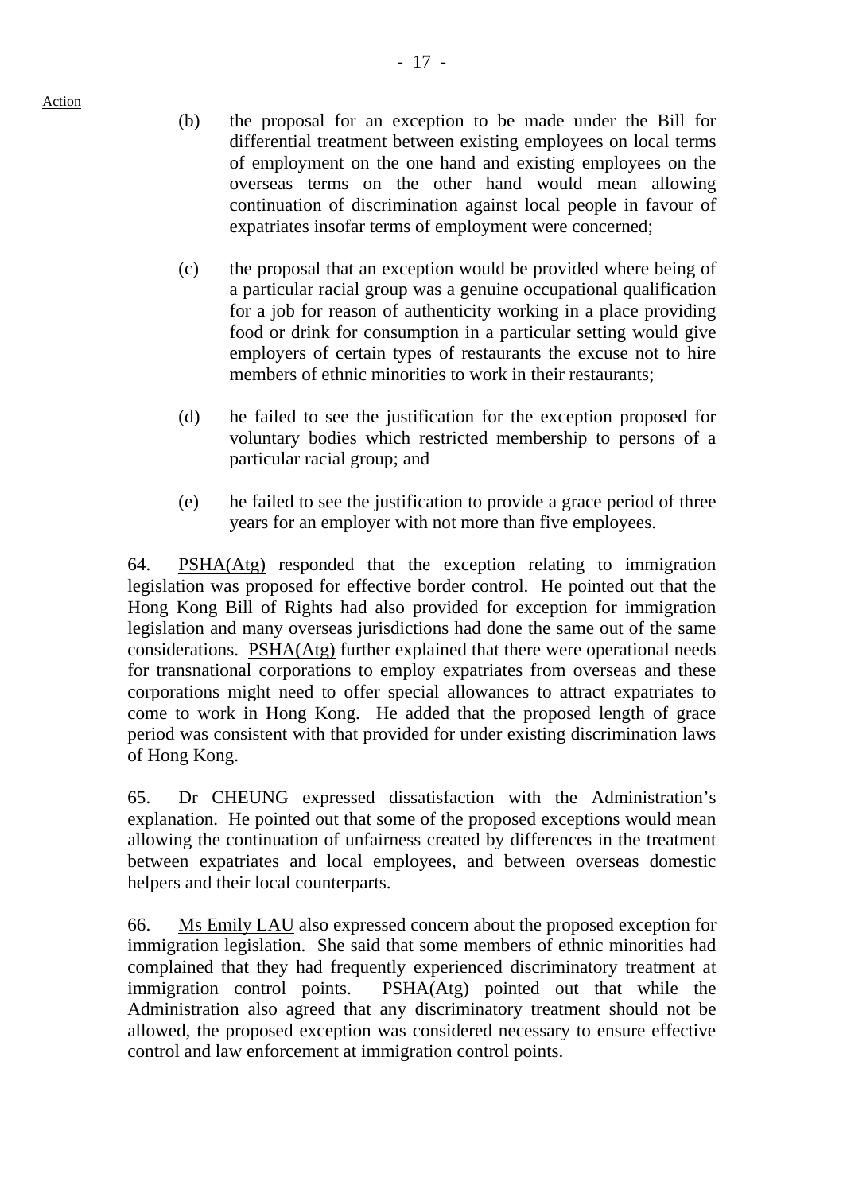Action

(b) the proposal for an exception to be made under the Bill for differential treatment between existing employees on local terms of employment on the one hand and existing employees on the overseas terms on the other hand would mean allowing continuation of discrimination against local people in favour of expatriates insofar terms of employment were concerned;

(c) the proposal that an exception would be provided where being of a particular racial group was a genuine occupational qualification for a job for reason of authenticity working in a place providing food or drink for consumption in a particular setting would give employers of certain types of restaurants the excuse not to hire members of ethnic minorities to work in their restaurants;

(d) he failed to see the justification for the exception proposed for voluntary bodies which restricted membership to persons of a particular racial group; and

(e) he failed to see the justification to provide a grace period of three years for an employer with not more than five employees.

64. PSHA(Atg) responded that the exception relating to immigration legislation was proposed for effective border control. He pointed out that the Hong Kong Bill of Rights had also provided for exception for immigration legislation and many overseas jurisdictions had done the same out of the same considerations. PSHA(Atg) further explained that there were operational needs for transnational corporations to employ expatriates from overseas and these corporations might need to offer special allowances to attract expatriates to come to work in Hong Kong. He added that the proposed length of grace period was consistent with that provided for under existing discrimination laws of Hong Kong.

65. Dr CHEUNG expressed dissatisfaction with the Administration's explanation. He pointed out that some of the proposed exceptions would mean allowing the continuation of unfairness created by differences in the treatment between expatriates and local employees, and between overseas domestic helpers and their local counterparts.

66. Ms Emily LAU also expressed concern about the proposed exception for immigration legislation. She said that some members of ethnic minorities had complained that they had frequently experienced discriminatory treatment at immigration control points. PSHA(Atg) pointed out that while the Administration also agreed that any discriminatory treatment should not be allowed, the proposed exception was considered necessary to ensure effective control and law enforcement at immigration control points.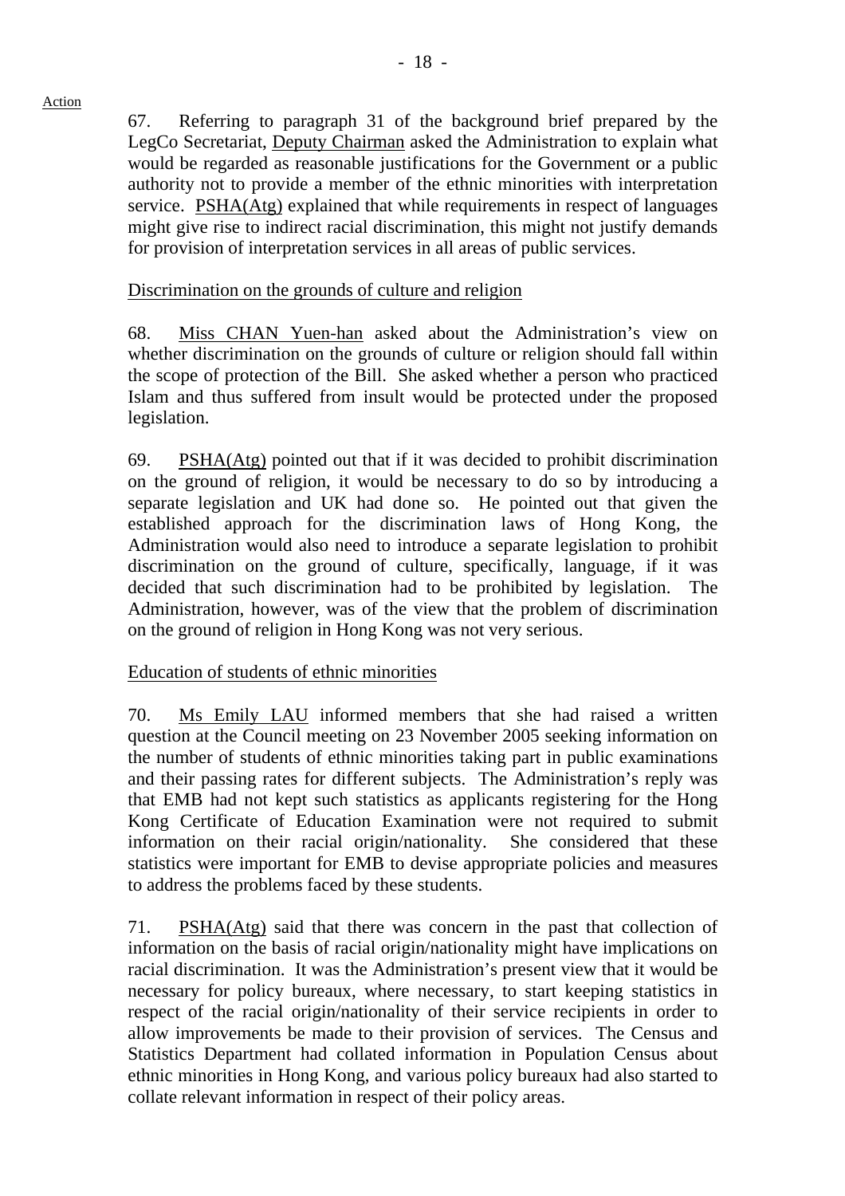Action

67. Referring to paragraph 31 of the background brief prepared by the LegCo Secretariat, Deputy Chairman asked the Administration to explain what would be regarded as reasonable justifications for the Government or a public authority not to provide a member of the ethnic minorities with interpretation service. PSHA(Atg) explained that while requirements in respect of languages might give rise to indirect racial discrimination, this might not justify demands for provision of interpretation services in all areas of public services.

Discrimination on the grounds of culture and religion

68. Miss CHAN Yuen-han asked about the Administration's view on whether discrimination on the grounds of culture or religion should fall within the scope of protection of the Bill. She asked whether a person who practiced Islam and thus suffered from insult would be protected under the proposed legislation.

69. PSHA(Atg) pointed out that if it was decided to prohibit discrimination on the ground of religion, it would be necessary to do so by introducing a separate legislation and UK had done so. He pointed out that given the established approach for the discrimination laws of Hong Kong, the Administration would also need to introduce a separate legislation to prohibit discrimination on the ground of culture, specifically, language, if it was decided that such discrimination had to be prohibited by legislation. The Administration, however, was of the view that the problem of discrimination on the ground of religion in Hong Kong was not very serious.

Education of students of ethnic minorities

70. Ms Emily LAU informed members that she had raised a written question at the Council meeting on 23 November 2005 seeking information on the number of students of ethnic minorities taking part in public examinations and their passing rates for different subjects. The Administration's reply was that EMB had not kept such statistics as applicants registering for the Hong Kong Certificate of Education Examination were not required to submit information on their racial origin/nationality. She considered that these statistics were important for EMB to devise appropriate policies and measures to address the problems faced by these students.

71. PSHA(Atg) said that there was concern in the past that collection of information on the basis of racial origin/nationality might have implications on racial discrimination. It was the Administration's present view that it would be necessary for policy bureaux, where necessary, to start keeping statistics in respect of the racial origin/nationality of their service recipients in order to allow improvements be made to their provision of services. The Census and Statistics Department had collated information in Population Census about ethnic minorities in Hong Kong, and various policy bureaux had also started to collate relevant information in respect of their policy areas.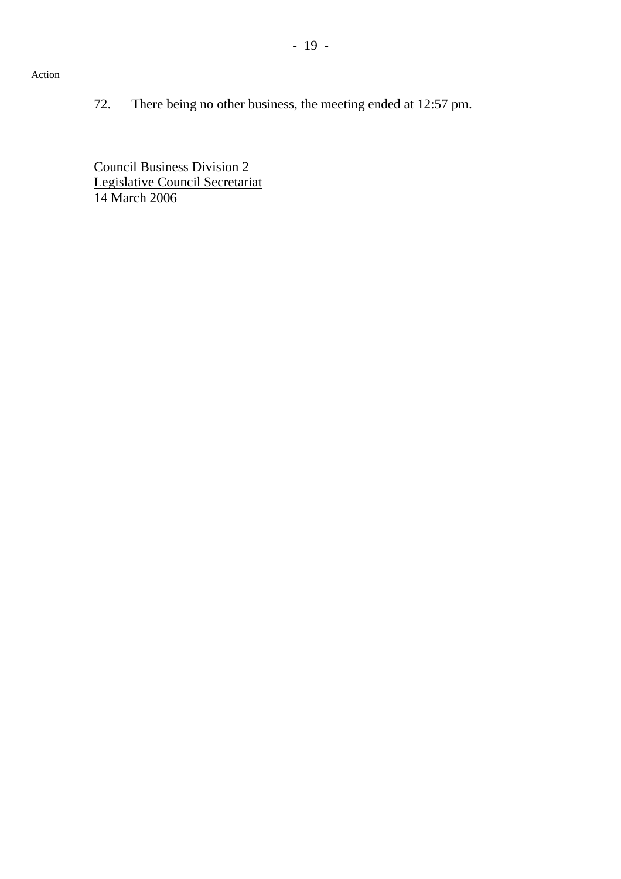Action

72. There being no other business, the meeting ended at 12:57 pm.

Council Business Division 2
Legislative Council Secretariat
14 March 2006